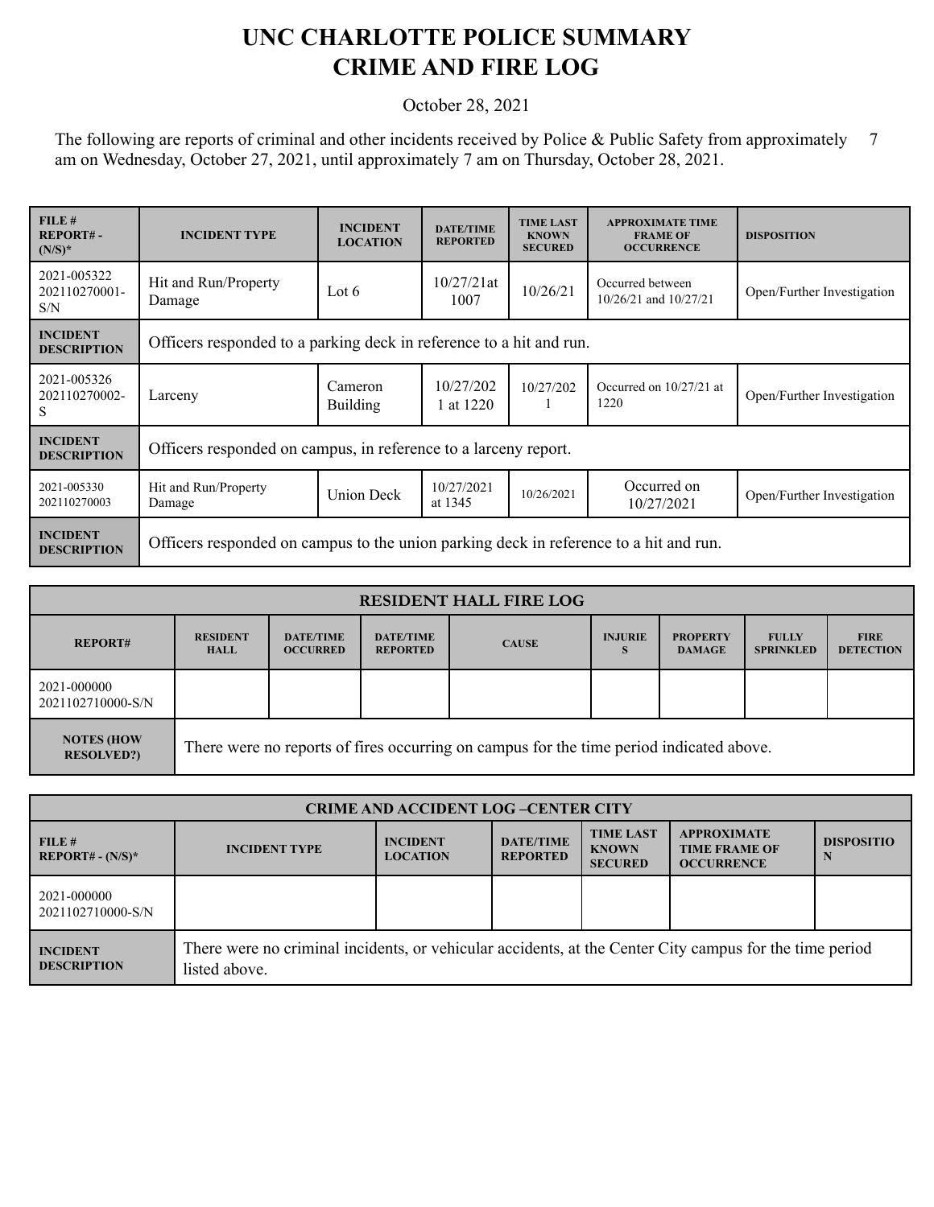# UNC CHARLOTTE POLICE SUMMARY
# CRIME AND FIRE LOG

October 28, 2021

The following are reports of criminal and other incidents received by Police & Public Safety from approximately 7 am on Wednesday, October 27, 2021, until approximately 7 am on Thursday, October 28, 2021.

| FILE # REPORT# - (N/S)* | INCIDENT TYPE | INCIDENT LOCATION | DATE/TIME REPORTED | TIME LAST KNOWN SECURED | APPROXIMATE TIME FRAME OF OCCURRENCE | DISPOSITION |
|---|---|---|---|---|---|---|
| 2021-005322 202110270001-S/N | Hit and Run/Property Damage | Lot 6 | 10/27/21at 1007 | 10/26/21 | Occurred between 10/26/21 and 10/27/21 | Open/Further Investigation |
| **INCIDENT DESCRIPTION** | Officers responded to a parking deck in reference to a hit and run. | | | | | |
| 2021-005326 202110270002-S | Larceny | Cameron Building | 10/27/2021 at 1220 | 10/27/2021 | Occurred on 10/27/21 at 1220 | Open/Further Investigation |
| **INCIDENT DESCRIPTION** | Officers responded on campus, in reference to a larceny report. | | | | | |
| 2021-005330 202110270003 | Hit and Run/Property Damage | Union Deck | 10/27/2021 at 1345 | 10/26/2021 | Occurred on 10/27/2021 | Open/Further Investigation |
| **INCIDENT DESCRIPTION** | Officers responded on campus to the union parking deck in reference to a hit and run. | | | | | |

| RESIDENT HALL FIRE LOG | | | | | | | | |
|---|---|---|---|---|---|---|---|---|
| **REPORT#** | **RESIDENT HALL** | **DATE/TIME OCCURRED** | **DATE/TIME REPORTED** | **CAUSE** | **INJURIES** | **PROPERTY DAMAGE** | **FULLY SPRINKLED** | **FIRE DETECTION** |
| 2021-000000 2021102710000-S/N | | | | | | | | |
| **NOTES (HOW RESOLVED?)** | There were no reports of fires occurring on campus for the time period indicated above. | | | | | | | |

| CRIME AND ACCIDENT LOG –CENTER CITY | | | | | | |
|---|---|---|---|---|---|---|
| **FILE # REPORT# - (N/S)*** | **INCIDENT TYPE** | **INCIDENT LOCATION** | **DATE/TIME REPORTED** | **TIME LAST KNOWN SECURED** | **APPROXIMATE TIME FRAME OF OCCURRENCE** | **DISPOSITION** |
| 2021-000000 2021102710000-S/N | | | | | | |
| **INCIDENT DESCRIPTION** | There were no criminal incidents, or vehicular accidents, at the Center City campus for the time period listed above. | | | | | |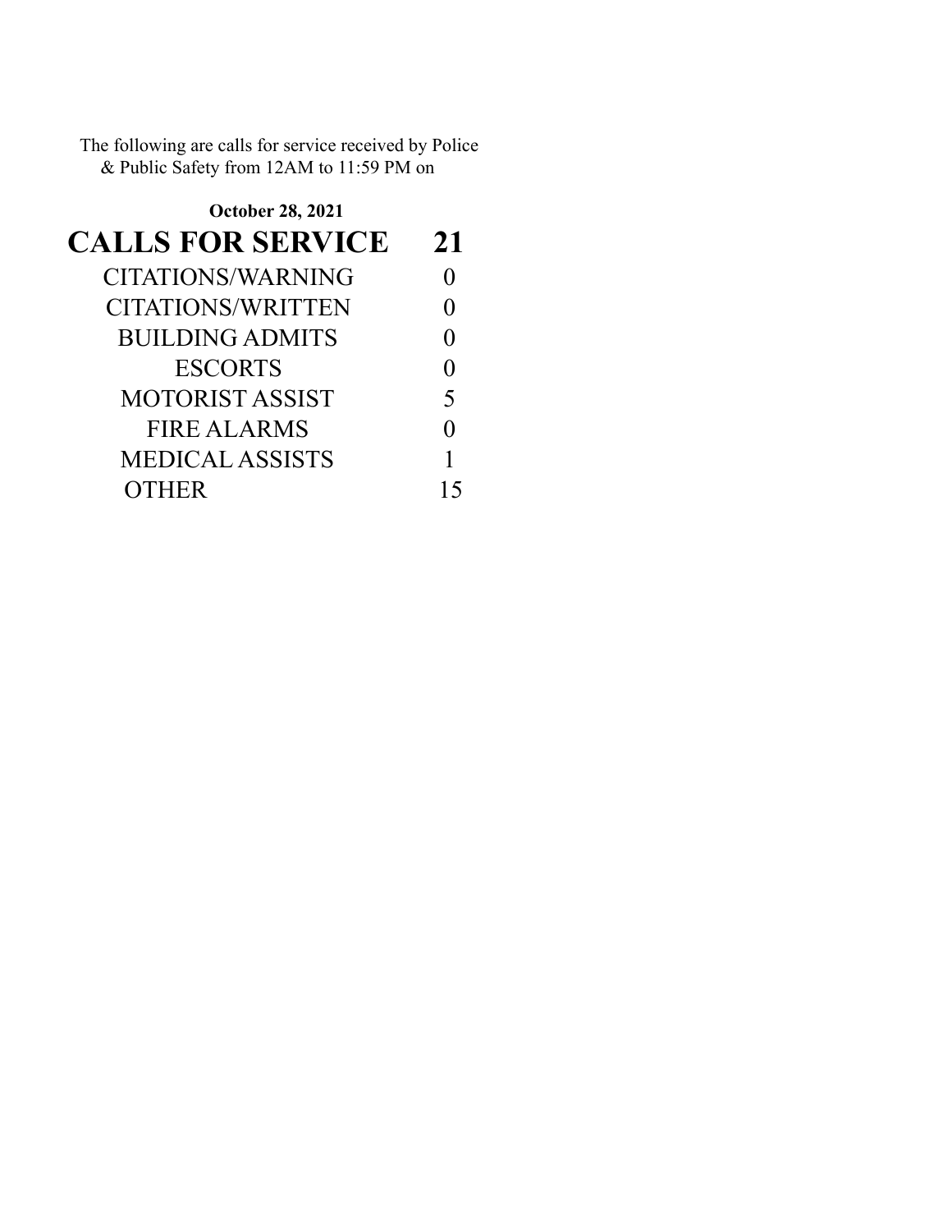The following are calls for service received by Police & Public Safety from 12AM to 11:59 PM on

**October 28, 2021**

| | |
|---|---|
| **CALLS FOR SERVICE** | **21** |
| CITATIONS/WARNING | 0 |
| CITATIONS/WRITTEN | 0 |
| BUILDING ADMITS | 0 |
| ESCORTS | 0 |
| MOTORIST ASSIST | 5 |
| FIRE ALARMS | 0 |
| MEDICAL ASSISTS | 1 |
| OTHER | 15 |